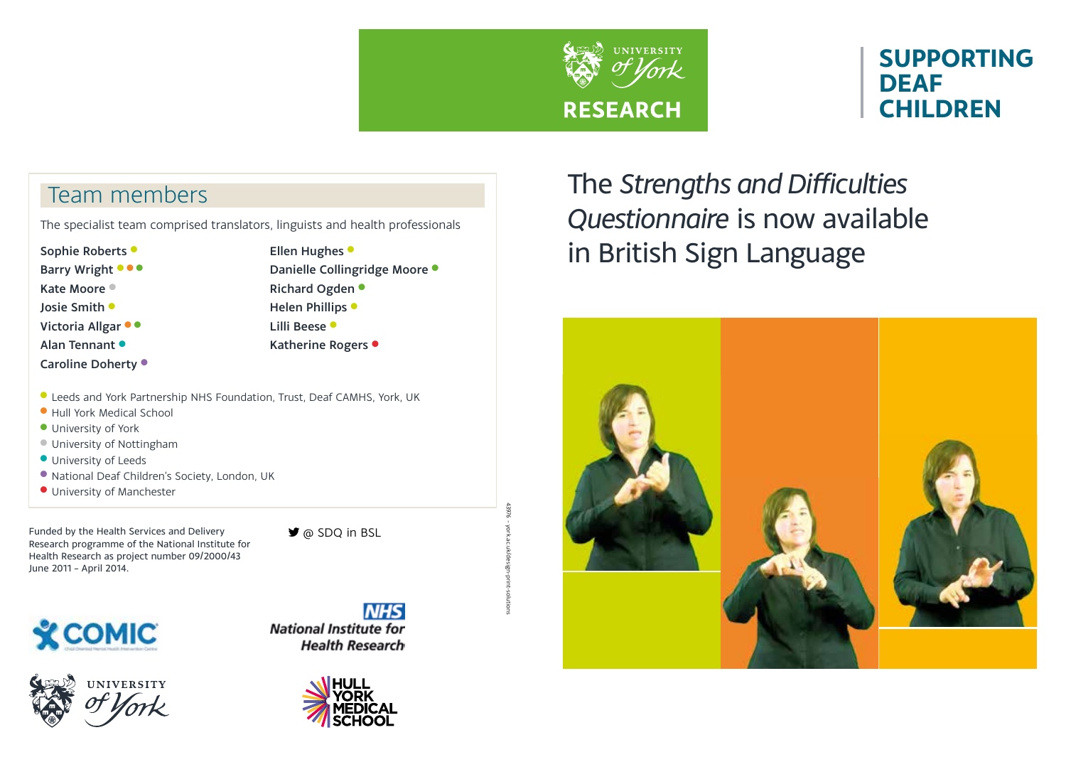UNIVERSITY *of York*

**RESEARCH**

# SUPPORTING DEAF CHILDREN

## Team members

The specialist team comprised translators, linguists and health professionals

- **Sophie Roberts** ●
- **Barry Wright** ● ● ●
- **Kate Moore** ●
- **Josie Smith** ●
- **Victoria Allgar** ● ●
- **Alan Tennant** ●
- **Caroline Doherty** ●
- **Ellen Hughes** ●
- **Danielle Collingridge Moore** ●
- **Richard Ogden** ●
- **Helen Phillips** ●
- **Lilli Beese** ●
- **Katherine Rogers** ●

● Leeds and York Partnership NHS Foundation, Trust, Deaf CAMHS, York, UK
● Hull York Medical School
● University of York
● University of Nottingham
● University of Leeds
● National Deaf Children's Society, London, UK
● University of Manchester

Funded by the Health Services and Delivery Research programme of the National Institute for Health Research as project number 09/2000/43 June 2011 – April 2014.

@ SDQ in BSL

COMIC

NHS National Institute for Health Research

UNIVERSITY *of York*

HULL YORK MEDICAL SCHOOL

43976 – york.ac.uk/design-print-solutions

# The *Strengths and Difficulties Questionnaire* is now available in British Sign Language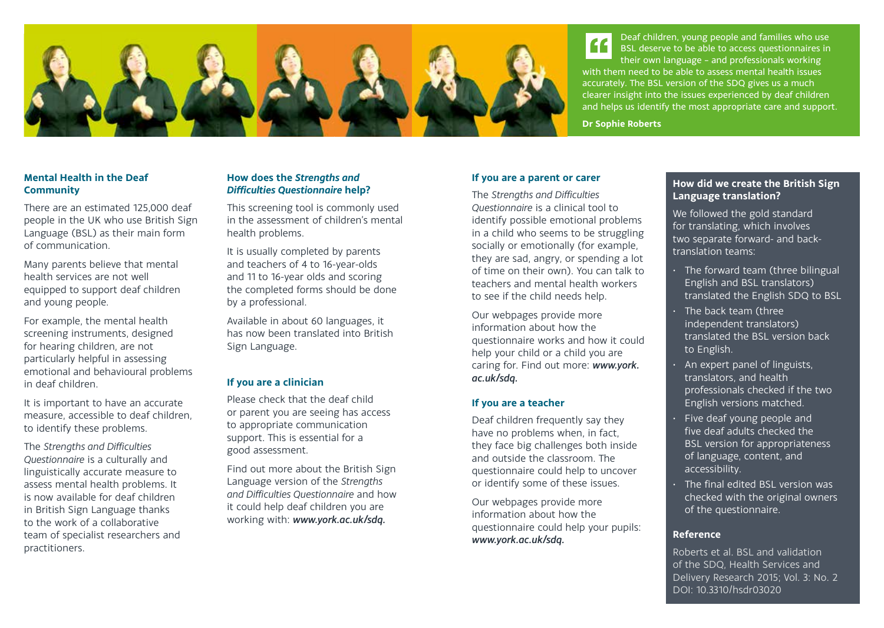> Deaf children, young people and families who use BSL deserve to be able to access questionnaires in their own language – and professionals working with them need to be able to assess mental health issues accurately. The BSL version of the SDQ gives us a much clearer insight into the issues experienced by deaf children and helps us identify the most appropriate care and support.
>
> **Dr Sophie Roberts**

## Mental Health in the Deaf Community

There are an estimated 125,000 deaf people in the UK who use British Sign Language (BSL) as their main form of communication.

Many parents believe that mental health services are not well equipped to support deaf children and young people.

For example, the mental health screening instruments, designed for hearing children, are not particularly helpful in assessing emotional and behavioural problems in deaf children.

It is important to have an accurate measure, accessible to deaf children, to identify these problems.

The *Strengths and Difficulties Questionnaire* is a culturally and linguistically accurate measure to assess mental health problems. It is now available for deaf children in British Sign Language thanks to the work of a collaborative team of specialist researchers and practitioners.

## How does the *Strengths and Difficulties Questionnaire* help?

This screening tool is commonly used in the assessment of children's mental health problems.

It is usually completed by parents and teachers of 4 to 16-year-olds and 11 to 16-year olds and scoring the completed forms should be done by a professional.

Available in about 60 languages, it has now been translated into British Sign Language.

## If you are a clinician

Please check that the deaf child or parent you are seeing has access to appropriate communication support. This is essential for a good assessment.

Find out more about the British Sign Language version of the *Strengths and Difficulties Questionnaire* and how it could help deaf children you are working with: ***www.york.ac.uk/sdq.***

## If you are a parent or carer

The *Strengths and Difficulties Questionnaire* is a clinical tool to identify possible emotional problems in a child who seems to be struggling socially or emotionally (for example, they are sad, angry, or spending a lot of time on their own). You can talk to teachers and mental health workers to see if the child needs help.

Our webpages provide more information about how the questionnaire works and how it could help your child or a child you are caring for. Find out more: ***www.york.ac.uk/sdq.***

## If you are a teacher

Deaf children frequently say they have no problems when, in fact, they face big challenges both inside and outside the classroom. The questionnaire could help to uncover or identify some of these issues.

Our webpages provide more information about how the questionnaire could help your pupils: ***www.york.ac.uk/sdq.***

## How did we create the British Sign Language translation?

We followed the gold standard for translating, which involves two separate forward- and back-translation teams:

- The forward team (three bilingual English and BSL translators) translated the English SDQ to BSL
- The back team (three independent translators) translated the BSL version back to English.
- An expert panel of linguists, translators, and health professionals checked if the two English versions matched.
- Five deaf young people and five deaf adults checked the BSL version for appropriateness of language, content, and accessibility.
- The final edited BSL version was checked with the original owners of the questionnaire.

### Reference

Roberts et al. BSL and validation of the SDQ, Health Services and Delivery Research 2015; Vol. 3: No. 2 DOI: 10.3310/hsdr03020